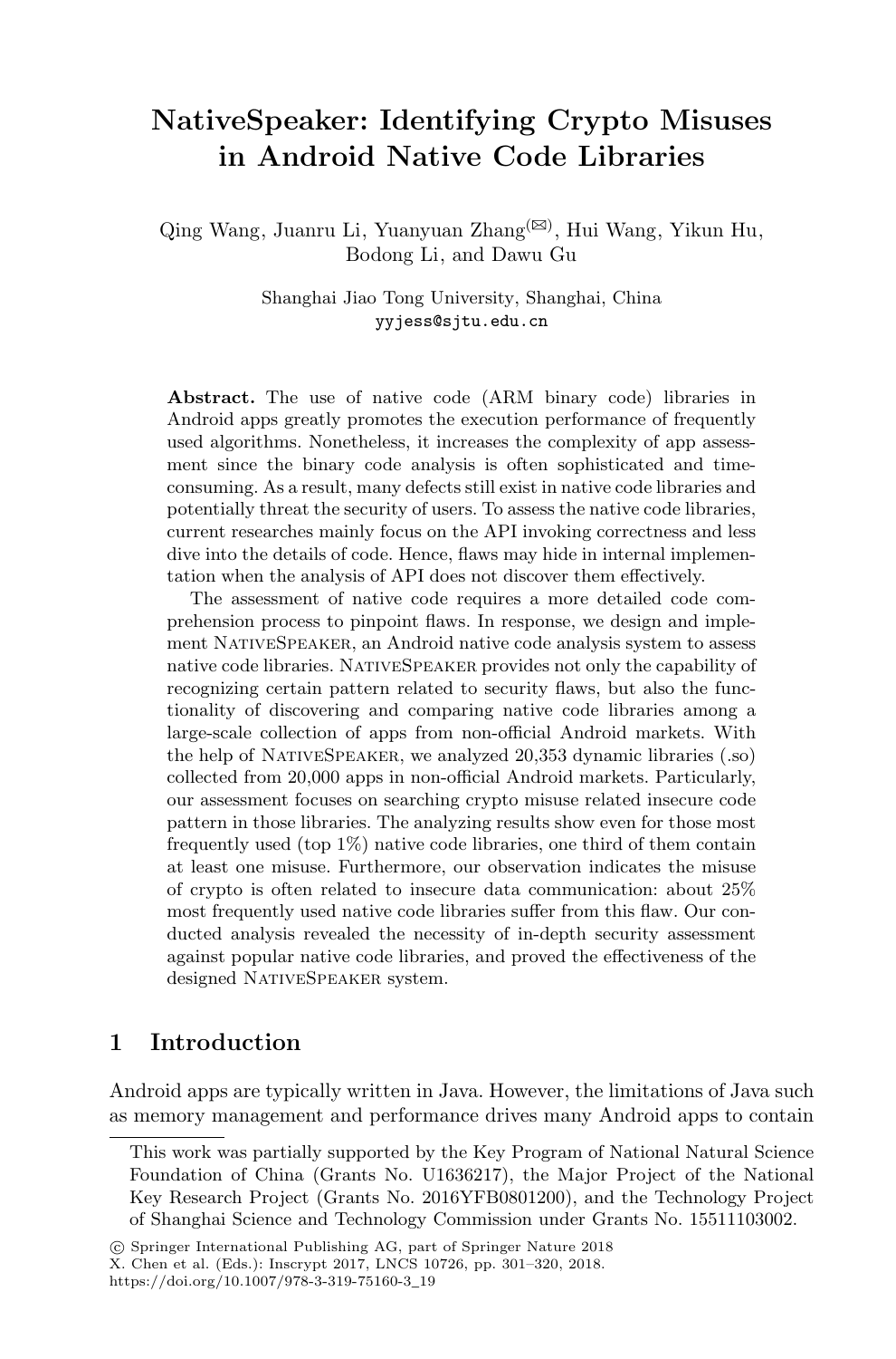# NativeSpeaker: Identifying Crypto Misuses in Android Native Code Libraries

Qing Wang, Juanru Li, Yuanyuan Zhang(✉), Hui Wang, Yikun Hu, Bodong Li, and Dawu Gu

Shanghai Jiao Tong University, Shanghai, China
yyjess@sjtu.edu.cn

**Abstract.** The use of native code (ARM binary code) libraries in Android apps greatly promotes the execution performance of frequently used algorithms. Nonetheless, it increases the complexity of app assessment since the binary code analysis is often sophisticated and time-consuming. As a result, many defects still exist in native code libraries and potentially threat the security of users. To assess the native code libraries, current researches mainly focus on the API invoking correctness and less dive into the details of code. Hence, flaws may hide in internal implementation when the analysis of API does not discover them effectively.

The assessment of native code requires a more detailed code comprehension process to pinpoint flaws. In response, we design and implement NativeSpeaker, an Android native code analysis system to assess native code libraries. NativeSpeaker provides not only the capability of recognizing certain pattern related to security flaws, but also the functionality of discovering and comparing native code libraries among a large-scale collection of apps from non-official Android markets. With the help of NativeSpeaker, we analyzed 20,353 dynamic libraries (.so) collected from 20,000 apps in non-official Android markets. Particularly, our assessment focuses on searching crypto misuse related insecure code pattern in those libraries. The analyzing results show even for those most frequently used (top 1%) native code libraries, one third of them contain at least one misuse. Furthermore, our observation indicates the misuse of crypto is often related to insecure data communication: about 25% most frequently used native code libraries suffer from this flaw. Our conducted analysis revealed the necessity of in-depth security assessment against popular native code libraries, and proved the effectiveness of the designed NativeSpeaker system.

## 1 Introduction

Android apps are typically written in Java. However, the limitations of Java such as memory management and performance drives many Android apps to contain

This work was partially supported by the Key Program of National Natural Science Foundation of China (Grants No. U1636217), the Major Project of the National Key Research Project (Grants No. 2016YFB0801200), and the Technology Project of Shanghai Science and Technology Commission under Grants No. 15511103002.

© Springer International Publishing AG, part of Springer Nature 2018
X. Chen et al. (Eds.): Inscrypt 2017, LNCS 10726, pp. 301–320, 2018.
https://doi.org/10.1007/978-3-319-75160-3_19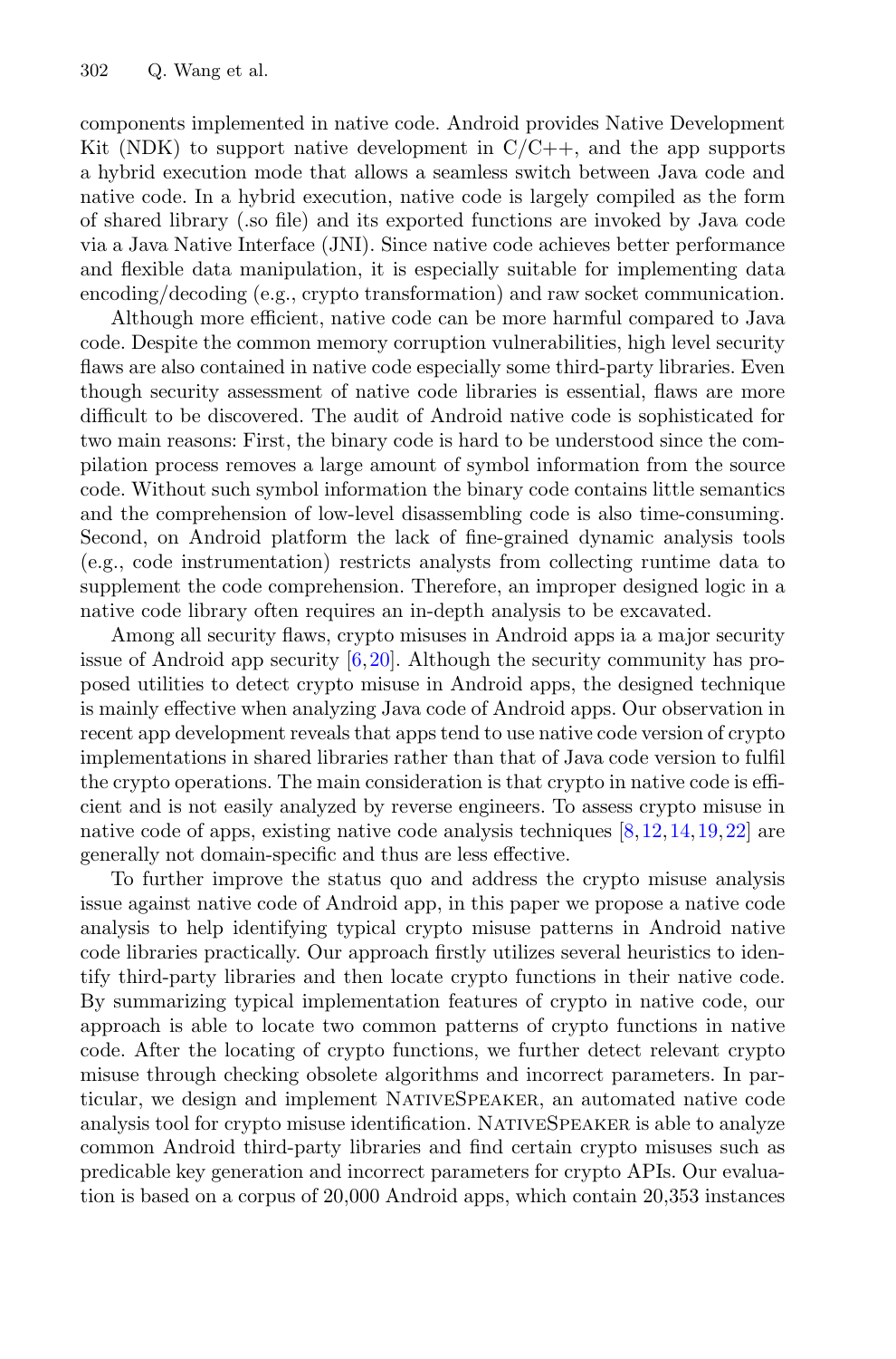components implemented in native code. Android provides Native Development Kit (NDK) to support native development in C/C++, and the app supports a hybrid execution mode that allows a seamless switch between Java code and native code. In a hybrid execution, native code is largely compiled as the form of shared library (.so file) and its exported functions are invoked by Java code via a Java Native Interface (JNI). Since native code achieves better performance and flexible data manipulation, it is especially suitable for implementing data encoding/decoding (e.g., crypto transformation) and raw socket communication.

Although more efficient, native code can be more harmful compared to Java code. Despite the common memory corruption vulnerabilities, high level security flaws are also contained in native code especially some third-party libraries. Even though security assessment of native code libraries is essential, flaws are more difficult to be discovered. The audit of Android native code is sophisticated for two main reasons: First, the binary code is hard to be understood since the compilation process removes a large amount of symbol information from the source code. Without such symbol information the binary code contains little semantics and the comprehension of low-level disassembling code is also time-consuming. Second, on Android platform the lack of fine-grained dynamic analysis tools (e.g., code instrumentation) restricts analysts from collecting runtime data to supplement the code comprehension. Therefore, an improper designed logic in a native code library often requires an in-depth analysis to be excavated.

Among all security flaws, crypto misuses in Android apps ia a major security issue of Android app security [6,20]. Although the security community has proposed utilities to detect crypto misuse in Android apps, the designed technique is mainly effective when analyzing Java code of Android apps. Our observation in recent app development reveals that apps tend to use native code version of crypto implementations in shared libraries rather than that of Java code version to fulfil the crypto operations. The main consideration is that crypto in native code is efficient and is not easily analyzed by reverse engineers. To assess crypto misuse in native code of apps, existing native code analysis techniques [8,12,14,19,22] are generally not domain-specific and thus are less effective.

To further improve the status quo and address the crypto misuse analysis issue against native code of Android app, in this paper we propose a native code analysis to help identifying typical crypto misuse patterns in Android native code libraries practically. Our approach firstly utilizes several heuristics to identify third-party libraries and then locate crypto functions in their native code. By summarizing typical implementation features of crypto in native code, our approach is able to locate two common patterns of crypto functions in native code. After the locating of crypto functions, we further detect relevant crypto misuse through checking obsolete algorithms and incorrect parameters. In particular, we design and implement NativeSpeaker, an automated native code analysis tool for crypto misuse identification. NativeSpeaker is able to analyze common Android third-party libraries and find certain crypto misuses such as predicable key generation and incorrect parameters for crypto APIs. Our evaluation is based on a corpus of 20,000 Android apps, which contain 20,353 instances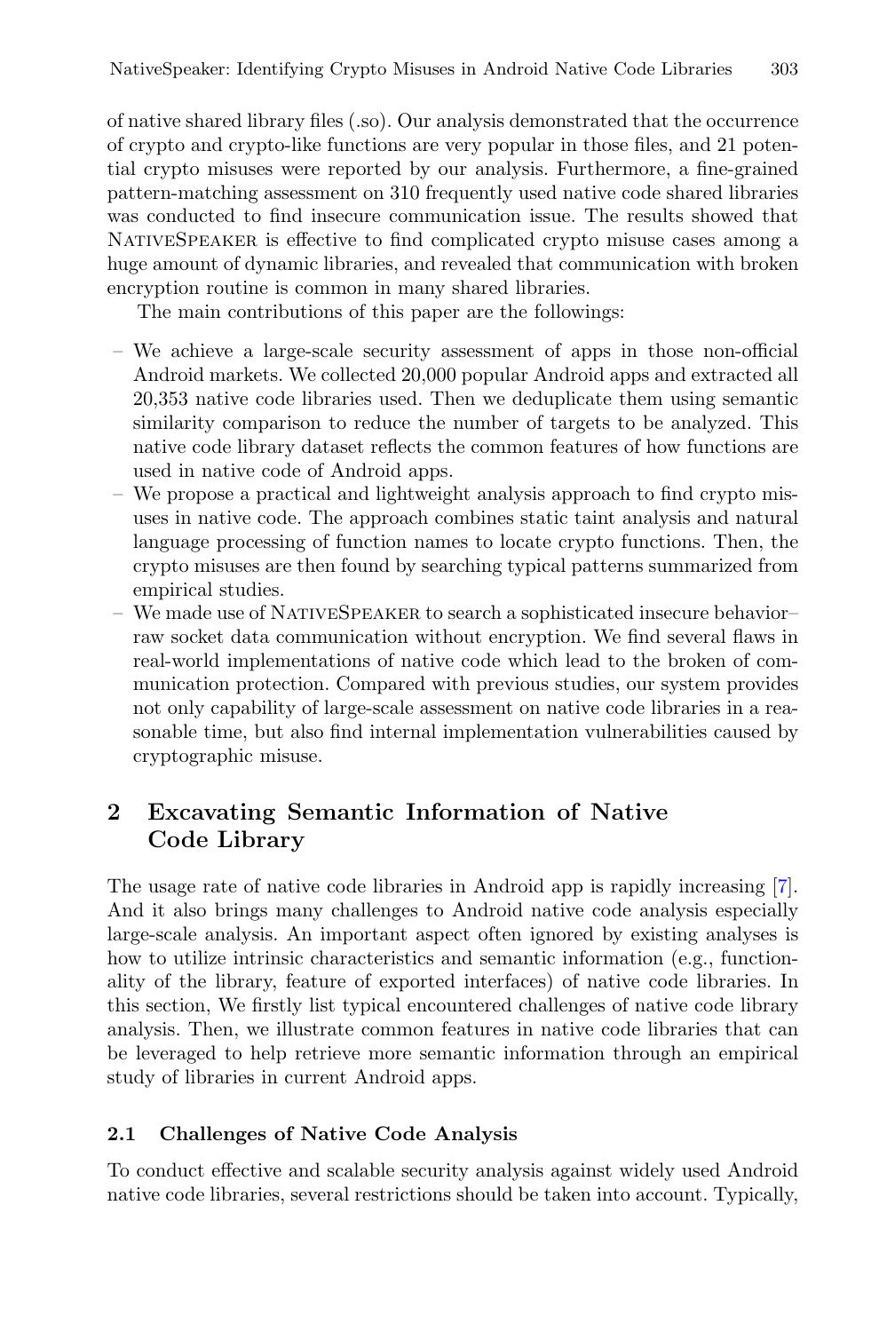of native shared library files (.so). Our analysis demonstrated that the occurrence of crypto and crypto-like functions are very popular in those files, and 21 potential crypto misuses were reported by our analysis. Furthermore, a fine-grained pattern-matching assessment on 310 frequently used native code shared libraries was conducted to find insecure communication issue. The results showed that NativeSpeaker is effective to find complicated crypto misuse cases among a huge amount of dynamic libraries, and revealed that communication with broken encryption routine is common in many shared libraries.

The main contributions of this paper are the followings:

- We achieve a large-scale security assessment of apps in those non-official Android markets. We collected 20,000 popular Android apps and extracted all 20,353 native code libraries used. Then we deduplicate them using semantic similarity comparison to reduce the number of targets to be analyzed. This native code library dataset reflects the common features of how functions are used in native code of Android apps.
- We propose a practical and lightweight analysis approach to find crypto misuses in native code. The approach combines static taint analysis and natural language processing of function names to locate crypto functions. Then, the crypto misuses are then found by searching typical patterns summarized from empirical studies.
- We made use of NativeSpeaker to search a sophisticated insecure behavior–raw socket data communication without encryption. We find several flaws in real-world implementations of native code which lead to the broken of communication protection. Compared with previous studies, our system provides not only capability of large-scale assessment on native code libraries in a reasonable time, but also find internal implementation vulnerabilities caused by cryptographic misuse.

## 2 Excavating Semantic Information of Native Code Library

The usage rate of native code libraries in Android app is rapidly increasing [7]. And it also brings many challenges to Android native code analysis especially large-scale analysis. An important aspect often ignored by existing analyses is how to utilize intrinsic characteristics and semantic information (e.g., functionality of the library, feature of exported interfaces) of native code libraries. In this section, We firstly list typical encountered challenges of native code library analysis. Then, we illustrate common features in native code libraries that can be leveraged to help retrieve more semantic information through an empirical study of libraries in current Android apps.

### 2.1 Challenges of Native Code Analysis

To conduct effective and scalable security analysis against widely used Android native code libraries, several restrictions should be taken into account. Typically,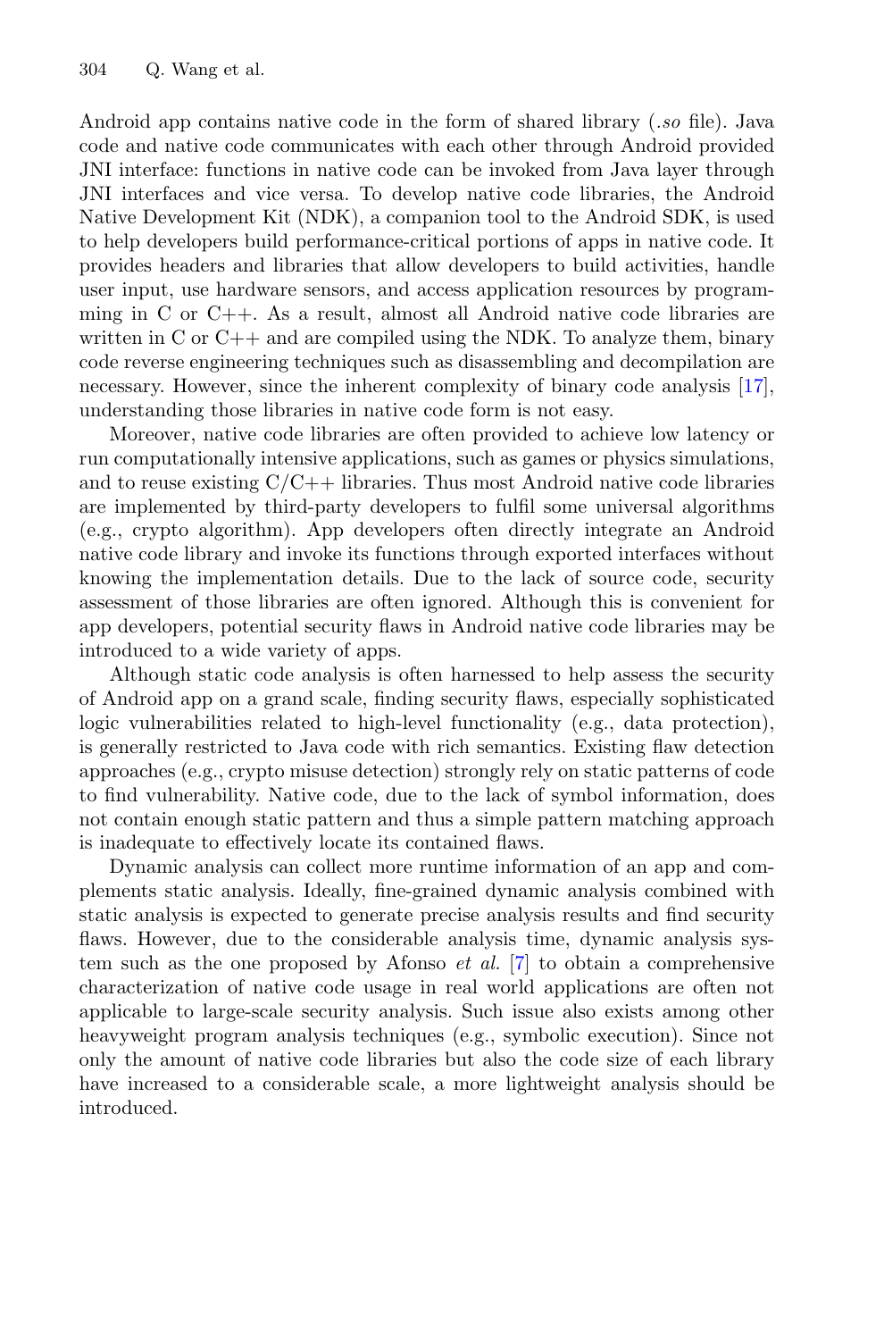Android app contains native code in the form of shared library (*.so* file). Java code and native code communicates with each other through Android provided JNI interface: functions in native code can be invoked from Java layer through JNI interfaces and vice versa. To develop native code libraries, the Android Native Development Kit (NDK), a companion tool to the Android SDK, is used to help developers build performance-critical portions of apps in native code. It provides headers and libraries that allow developers to build activities, handle user input, use hardware sensors, and access application resources by programming in C or C++. As a result, almost all Android native code libraries are written in C or C++ and are compiled using the NDK. To analyze them, binary code reverse engineering techniques such as disassembling and decompilation are necessary. However, since the inherent complexity of binary code analysis [17], understanding those libraries in native code form is not easy.

Moreover, native code libraries are often provided to achieve low latency or run computationally intensive applications, such as games or physics simulations, and to reuse existing C/C++ libraries. Thus most Android native code libraries are implemented by third-party developers to fulfil some universal algorithms (e.g., crypto algorithm). App developers often directly integrate an Android native code library and invoke its functions through exported interfaces without knowing the implementation details. Due to the lack of source code, security assessment of those libraries are often ignored. Although this is convenient for app developers, potential security flaws in Android native code libraries may be introduced to a wide variety of apps.

Although static code analysis is often harnessed to help assess the security of Android app on a grand scale, finding security flaws, especially sophisticated logic vulnerabilities related to high-level functionality (e.g., data protection), is generally restricted to Java code with rich semantics. Existing flaw detection approaches (e.g., crypto misuse detection) strongly rely on static patterns of code to find vulnerability. Native code, due to the lack of symbol information, does not contain enough static pattern and thus a simple pattern matching approach is inadequate to effectively locate its contained flaws.

Dynamic analysis can collect more runtime information of an app and complements static analysis. Ideally, fine-grained dynamic analysis combined with static analysis is expected to generate precise analysis results and find security flaws. However, due to the considerable analysis time, dynamic analysis system such as the one proposed by Afonso *et al.* [7] to obtain a comprehensive characterization of native code usage in real world applications are often not applicable to large-scale security analysis. Such issue also exists among other heavyweight program analysis techniques (e.g., symbolic execution). Since not only the amount of native code libraries but also the code size of each library have increased to a considerable scale, a more lightweight analysis should be introduced.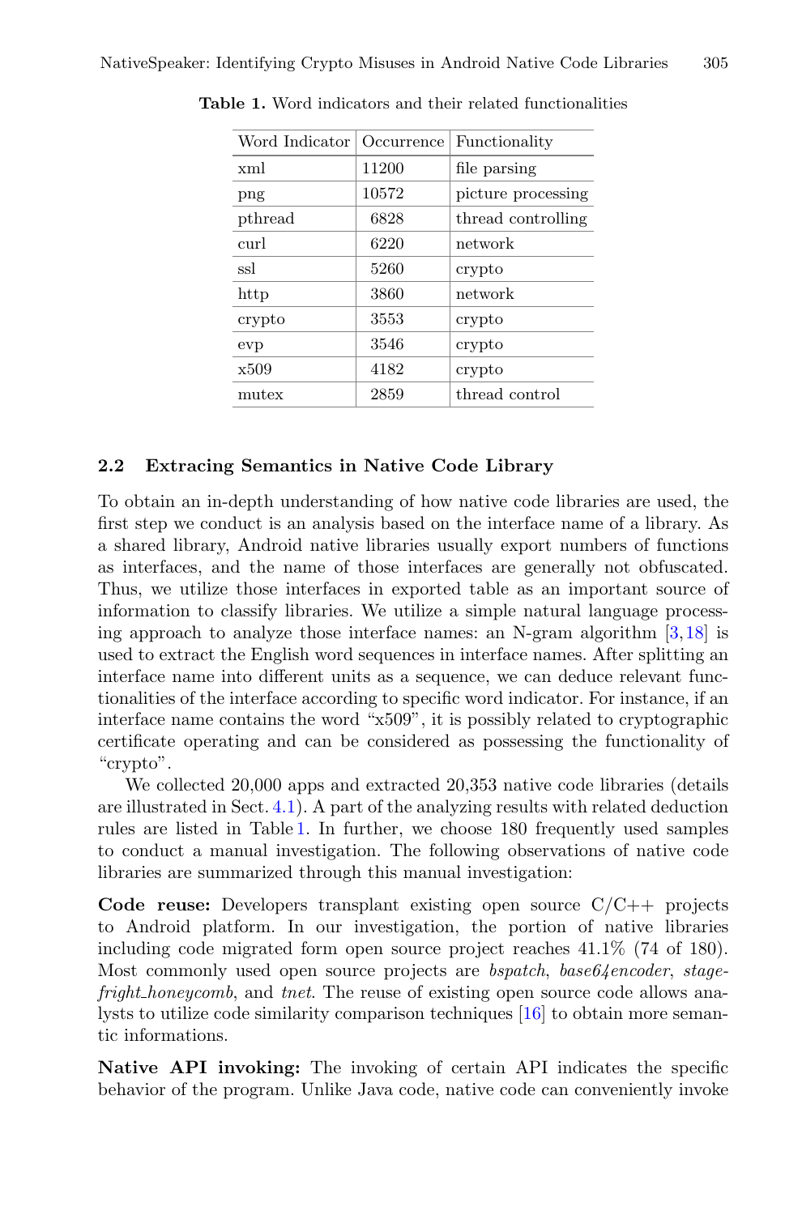**Table 1.** Word indicators and their related functionalities

| Word Indicator | Occurrence | Functionality |
|---|---|---|
| xml | 11200 | file parsing |
| png | 10572 | picture processing |
| pthread | 6828 | thread controlling |
| curl | 6220 | network |
| ssl | 5260 | crypto |
| http | 3860 | network |
| crypto | 3553 | crypto |
| evp | 3546 | crypto |
| x509 | 4182 | crypto |
| mutex | 2859 | thread control |

### 2.2 Extracing Semantics in Native Code Library

To obtain an in-depth understanding of how native code libraries are used, the first step we conduct is an analysis based on the interface name of a library. As a shared library, Android native libraries usually export numbers of functions as interfaces, and the name of those interfaces are generally not obfuscated. Thus, we utilize those interfaces in exported table as an important source of information to classify libraries. We utilize a simple natural language processing approach to analyze those interface names: an N-gram algorithm [3,18] is used to extract the English word sequences in interface names. After splitting an interface name into different units as a sequence, we can deduce relevant functionalities of the interface according to specific word indicator. For instance, if an interface name contains the word "x509", it is possibly related to cryptographic certificate operating and can be considered as possessing the functionality of "crypto".

We collected 20,000 apps and extracted 20,353 native code libraries (details are illustrated in Sect. 4.1). A part of the analyzing results with related deduction rules are listed in Table 1. In further, we choose 180 frequently used samples to conduct a manual investigation. The following observations of native code libraries are summarized through this manual investigation:

**Code reuse:** Developers transplant existing open source C/C++ projects to Android platform. In our investigation, the portion of native libraries including code migrated form open source project reaches 41.1% (74 of 180). Most commonly used open source projects are *bspatch*, *base64encoder*, *stagefright_honeycomb*, and *tnet*. The reuse of existing open source code allows analysts to utilize code similarity comparison techniques [16] to obtain more semantic informations.

**Native API invoking:** The invoking of certain API indicates the specific behavior of the program. Unlike Java code, native code can conveniently invoke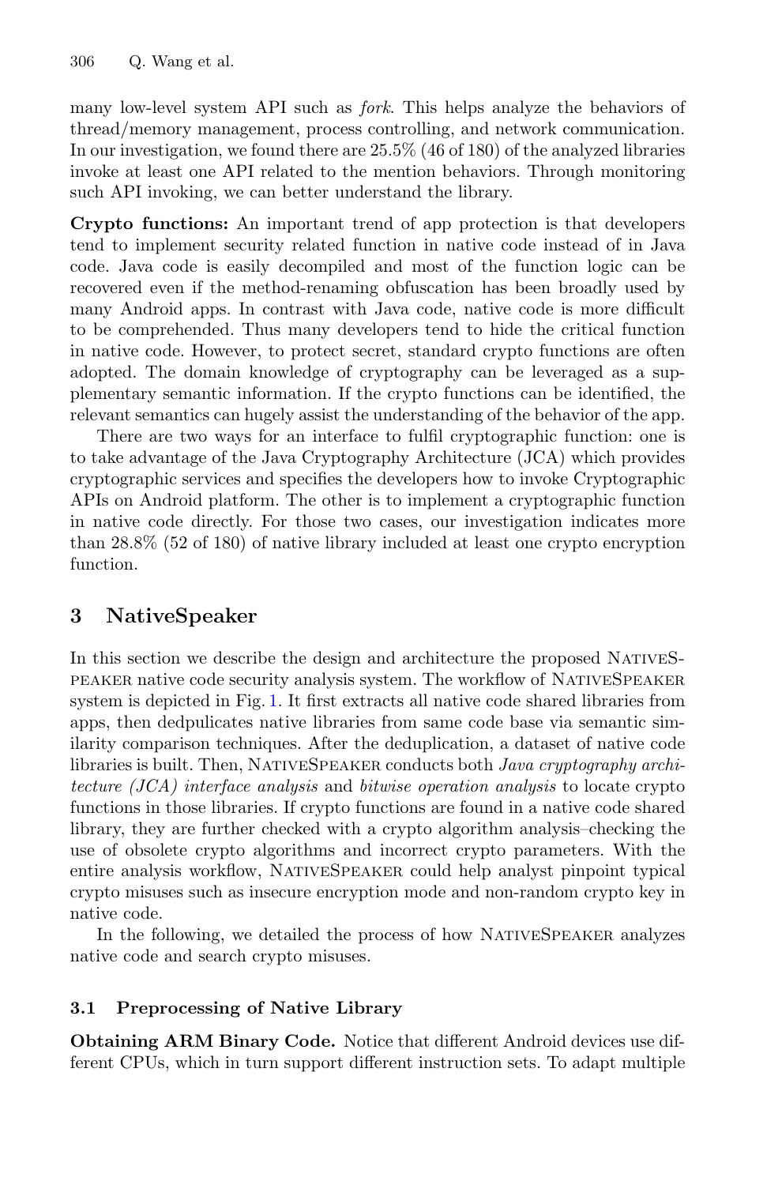many low-level system API such as *fork*. This helps analyze the behaviors of thread/memory management, process controlling, and network communication. In our investigation, we found there are 25.5% (46 of 180) of the analyzed libraries invoke at least one API related to the mention behaviors. Through monitoring such API invoking, we can better understand the library.

**Crypto functions:** An important trend of app protection is that developers tend to implement security related function in native code instead of in Java code. Java code is easily decompiled and most of the function logic can be recovered even if the method-renaming obfuscation has been broadly used by many Android apps. In contrast with Java code, native code is more difficult to be comprehended. Thus many developers tend to hide the critical function in native code. However, to protect secret, standard crypto functions are often adopted. The domain knowledge of cryptography can be leveraged as a supplementary semantic information. If the crypto functions can be identified, the relevant semantics can hugely assist the understanding of the behavior of the app.

There are two ways for an interface to fulfil cryptographic function: one is to take advantage of the Java Cryptography Architecture (JCA) which provides cryptographic services and specifies the developers how to invoke Cryptographic APIs on Android platform. The other is to implement a cryptographic function in native code directly. For those two cases, our investigation indicates more than 28.8% (52 of 180) of native library included at least one crypto encryption function.

## 3 NativeSpeaker

In this section we describe the design and architecture the proposed NativeSpeaker native code security analysis system. The workflow of NativeSpeaker system is depicted in Fig. 1. It first extracts all native code shared libraries from apps, then dedpulicates native libraries from same code base via semantic similarity comparison techniques. After the deduplication, a dataset of native code libraries is built. Then, NativeSpeaker conducts both *Java cryptography architecture (JCA) interface analysis* and *bitwise operation analysis* to locate crypto functions in those libraries. If crypto functions are found in a native code shared library, they are further checked with a crypto algorithm analysis–checking the use of obsolete crypto algorithms and incorrect crypto parameters. With the entire analysis workflow, NativeSpeaker could help analyst pinpoint typical crypto misuses such as insecure encryption mode and non-random crypto key in native code.

In the following, we detailed the process of how NativeSpeaker analyzes native code and search crypto misuses.

### 3.1 Preprocessing of Native Library

**Obtaining ARM Binary Code.** Notice that different Android devices use different CPUs, which in turn support different instruction sets. To adapt multiple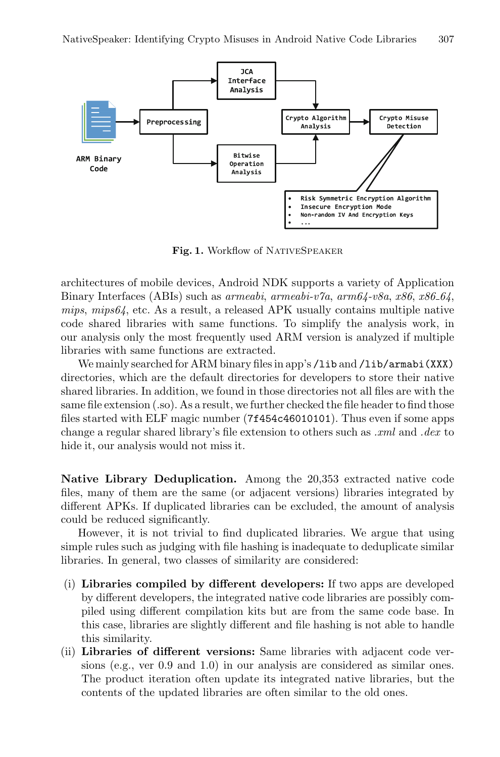ARM Binary Code

Preprocessing

JCA Interface Analysis

Bitwise Operation Analysis

Crypto Algorithm Analysis

Crypto Misuse Detection

- Risk Symmetric Encryption Algorithm
- Insecure Encryption Mode
- Non-random IV And Encryption Keys
- ...

**Fig. 1.** Workflow of NativeSpeaker

architectures of mobile devices, Android NDK supports a variety of Application Binary Interfaces (ABIs) such as *armeabi*, *armeabi-v7a*, *arm64-v8a*, *x86*, *x86_64*, *mips*, *mips64*, etc. As a result, a released APK usually contains multiple native code shared libraries with same functions. To simplify the analysis work, in our analysis only the most frequently used ARM version is analyzed if multiple libraries with same functions are extracted.

We mainly searched for ARM binary files in app's `/lib` and `/lib/armabi(XXX)` directories, which are the default directories for developers to store their native shared libraries. In addition, we found in those directories not all files are with the same file extension (.so). As a result, we further checked the file header to find those files started with ELF magic number (`7f454c46010101`). Thus even if some apps change a regular shared library's file extension to others such as *.xml* and *.dex* to hide it, our analysis would not miss it.

**Native Library Deduplication.** Among the 20,353 extracted native code files, many of them are the same (or adjacent versions) libraries integrated by different APKs. If duplicated libraries can be excluded, the amount of analysis could be reduced significantly.

However, it is not trivial to find duplicated libraries. We argue that using simple rules such as judging with file hashing is inadequate to deduplicate similar libraries. In general, two classes of similarity are considered:

(i) **Libraries compiled by different developers:** If two apps are developed by different developers, the integrated native code libraries are possibly compiled using different compilation kits but are from the same code base. In this case, libraries are slightly different and file hashing is not able to handle this similarity.

(ii) **Libraries of different versions:** Same libraries with adjacent code versions (e.g., ver 0.9 and 1.0) in our analysis are considered as similar ones. The product iteration often update its integrated native libraries, but the contents of the updated libraries are often similar to the old ones.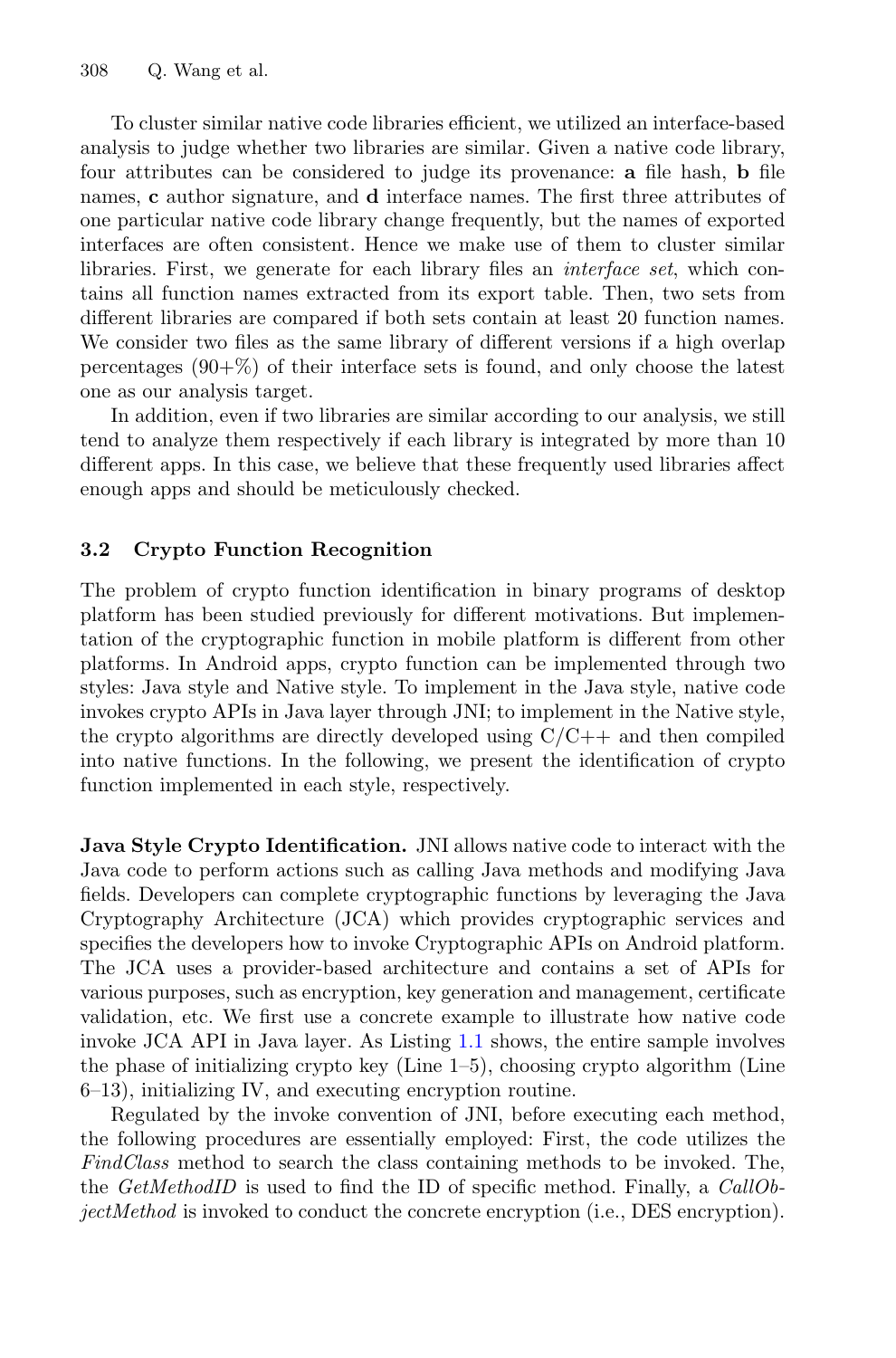To cluster similar native code libraries efficient, we utilized an interface-based analysis to judge whether two libraries are similar. Given a native code library, four attributes can be considered to judge its provenance: **a** file hash, **b** file names, **c** author signature, and **d** interface names. The first three attributes of one particular native code library change frequently, but the names of exported interfaces are often consistent. Hence we make use of them to cluster similar libraries. First, we generate for each library files an *interface set*, which contains all function names extracted from its export table. Then, two sets from different libraries are compared if both sets contain at least 20 function names. We consider two files as the same library of different versions if a high overlap percentages (90+%) of their interface sets is found, and only choose the latest one as our analysis target.

In addition, even if two libraries are similar according to our analysis, we still tend to analyze them respectively if each library is integrated by more than 10 different apps. In this case, we believe that these frequently used libraries affect enough apps and should be meticulously checked.

### 3.2 Crypto Function Recognition

The problem of crypto function identification in binary programs of desktop platform has been studied previously for different motivations. But implementation of the cryptographic function in mobile platform is different from other platforms. In Android apps, crypto function can be implemented through two styles: Java style and Native style. To implement in the Java style, native code invokes crypto APIs in Java layer through JNI; to implement in the Native style, the crypto algorithms are directly developed using C/C++ and then compiled into native functions. In the following, we present the identification of crypto function implemented in each style, respectively.

**Java Style Crypto Identification.** JNI allows native code to interact with the Java code to perform actions such as calling Java methods and modifying Java fields. Developers can complete cryptographic functions by leveraging the Java Cryptography Architecture (JCA) which provides cryptographic services and specifies the developers how to invoke Cryptographic APIs on Android platform. The JCA uses a provider-based architecture and contains a set of APIs for various purposes, such as encryption, key generation and management, certificate validation, etc. We first use a concrete example to illustrate how native code invoke JCA API in Java layer. As Listing 1.1 shows, the entire sample involves the phase of initializing crypto key (Line 1–5), choosing crypto algorithm (Line 6–13), initializing IV, and executing encryption routine.

Regulated by the invoke convention of JNI, before executing each method, the following procedures are essentially employed: First, the code utilizes the *FindClass* method to search the class containing methods to be invoked. The, the *GetMethodID* is used to find the ID of specific method. Finally, a *CallObjectMethod* is invoked to conduct the concrete encryption (i.e., DES encryption).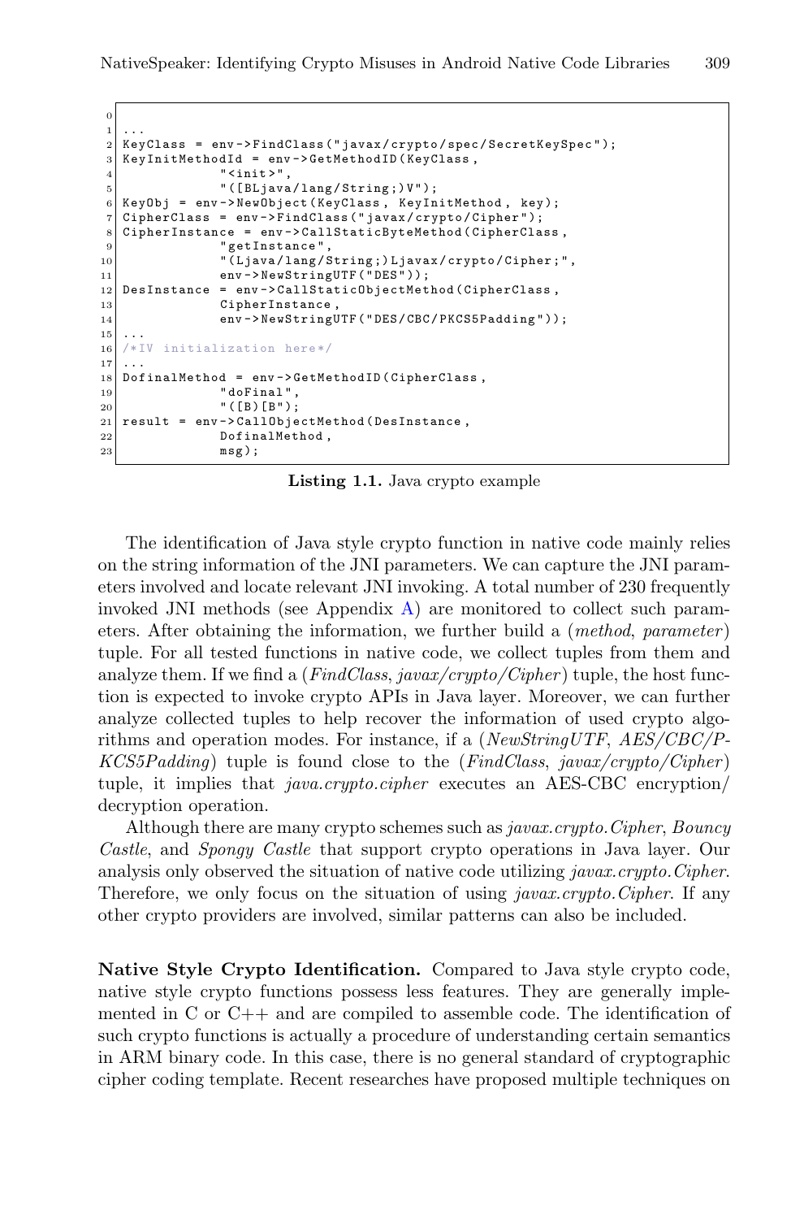```
0
1  ...
2  KeyClass = env->FindClass("javax/crypto/spec/SecretKeySpec");
3  KeyInitMethodId = env->GetMethodID(KeyClass,
4              "<init>",
5              "([BLjava/lang/String;)V");
6  KeyObj = env->NewObject(KeyClass, KeyInitMethod, key);
7  CipherClass = env->FindClass("javax/crypto/Cipher");
8  CipherInstance = env->CallStaticByteMethod(CipherClass,
9              "getInstance",
10             "(Ljava/lang/String;)Ljavax/crypto/Cipher;",
11             env->NewStringUTF("DES"));
12 DesInstance = env->CallStaticObjectMethod(CipherClass,
13             CipherInstance,
14             env->NewStringUTF("DES/CBC/PKCS5Padding"));
15 ...
16 /*IV initialization here*/
17 ...
18 DofinalMethod = env->GetMethodID(CipherClass,
19             "doFinal",
20             "([B)[B");
21 result = env->CallObjectMethod(DesInstance,
22             DofinalMethod,
23             msg);
```

**Listing 1.1.** Java crypto example

The identification of Java style crypto function in native code mainly relies on the string information of the JNI parameters. We can capture the JNI parameters involved and locate relevant JNI invoking. A total number of 230 frequently invoked JNI methods (see Appendix A) are monitored to collect such parameters. After obtaining the information, we further build a (*method*, *parameter*) tuple. For all tested functions in native code, we collect tuples from them and analyze them. If we find a (*FindClass*, *javax/crypto/Cipher*) tuple, the host function is expected to invoke crypto APIs in Java layer. Moreover, we can further analyze collected tuples to help recover the information of used crypto algorithms and operation modes. For instance, if a (*NewStringUTF*, *AES/CBC/PKCS5Padding*) tuple is found close to the (*FindClass*, *javax/crypto/Cipher*) tuple, it implies that *java.crypto.cipher* executes an AES-CBC encryption/decryption operation.

Although there are many crypto schemes such as *javax.crypto.Cipher*, *Bouncy Castle*, and *Spongy Castle* that support crypto operations in Java layer. Our analysis only observed the situation of native code utilizing *javax.crypto.Cipher*. Therefore, we only focus on the situation of using *javax.crypto.Cipher*. If any other crypto providers are involved, similar patterns can also be included.

**Native Style Crypto Identification.** Compared to Java style crypto code, native style crypto functions possess less features. They are generally implemented in C or C++ and are compiled to assemble code. The identification of such crypto functions is actually a procedure of understanding certain semantics in ARM binary code. In this case, there is no general standard of cryptographic cipher coding template. Recent researches have proposed multiple techniques on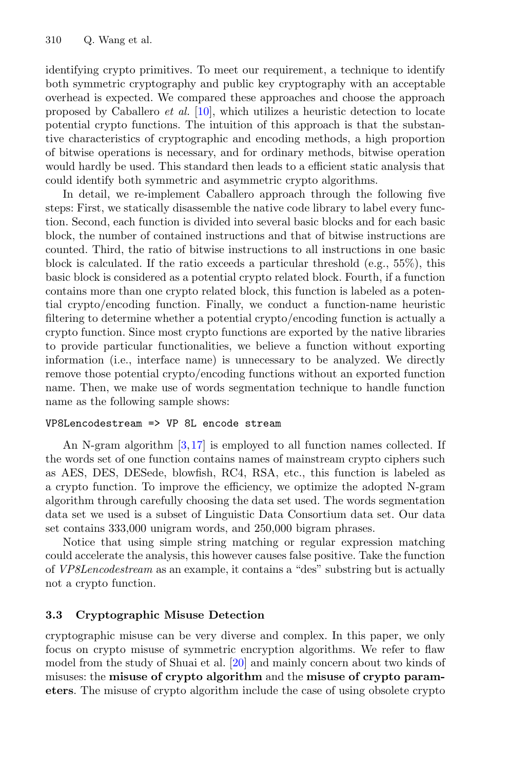identifying crypto primitives. To meet our requirement, a technique to identify both symmetric cryptography and public key cryptography with an acceptable overhead is expected. We compared these approaches and choose the approach proposed by Caballero *et al.* [10], which utilizes a heuristic detection to locate potential crypto functions. The intuition of this approach is that the substantive characteristics of cryptographic and encoding methods, a high proportion of bitwise operations is necessary, and for ordinary methods, bitwise operation would hardly be used. This standard then leads to a efficient static analysis that could identify both symmetric and asymmetric crypto algorithms.

In detail, we re-implement Caballero approach through the following five steps: First, we statically disassemble the native code library to label every function. Second, each function is divided into several basic blocks and for each basic block, the number of contained instructions and that of bitwise instructions are counted. Third, the ratio of bitwise instructions to all instructions in one basic block is calculated. If the ratio exceeds a particular threshold (e.g., 55%), this basic block is considered as a potential crypto related block. Fourth, if a function contains more than one crypto related block, this function is labeled as a potential crypto/encoding function. Finally, we conduct a function-name heuristic filtering to determine whether a potential crypto/encoding function is actually a crypto function. Since most crypto functions are exported by the native libraries to provide particular functionalities, we believe a function without exporting information (i.e., interface name) is unnecessary to be analyzed. We directly remove those potential crypto/encoding functions without an exported function name. Then, we make use of words segmentation technique to handle function name as the following sample shows:

```
VP8Lencodestream => VP 8L encode stream
```

An N-gram algorithm [3,17] is employed to all function names collected. If the words set of one function contains names of mainstream crypto ciphers such as AES, DES, DESede, blowfish, RC4, RSA, etc., this function is labeled as a crypto function. To improve the efficiency, we optimize the adopted N-gram algorithm through carefully choosing the data set used. The words segmentation data set we used is a subset of Linguistic Data Consortium data set. Our data set contains 333,000 unigram words, and 250,000 bigram phrases.

Notice that using simple string matching or regular expression matching could accelerate the analysis, this however causes false positive. Take the function of *VP8Lencodestream* as an example, it contains a "des" substring but is actually not a crypto function.

### 3.3 Cryptographic Misuse Detection

cryptographic misuse can be very diverse and complex. In this paper, we only focus on crypto misuse of symmetric encryption algorithms. We refer to flaw model from the study of Shuai et al. [20] and mainly concern about two kinds of misuses: the **misuse of crypto algorithm** and the **misuse of crypto parameters**. The misuse of crypto algorithm include the case of using obsolete crypto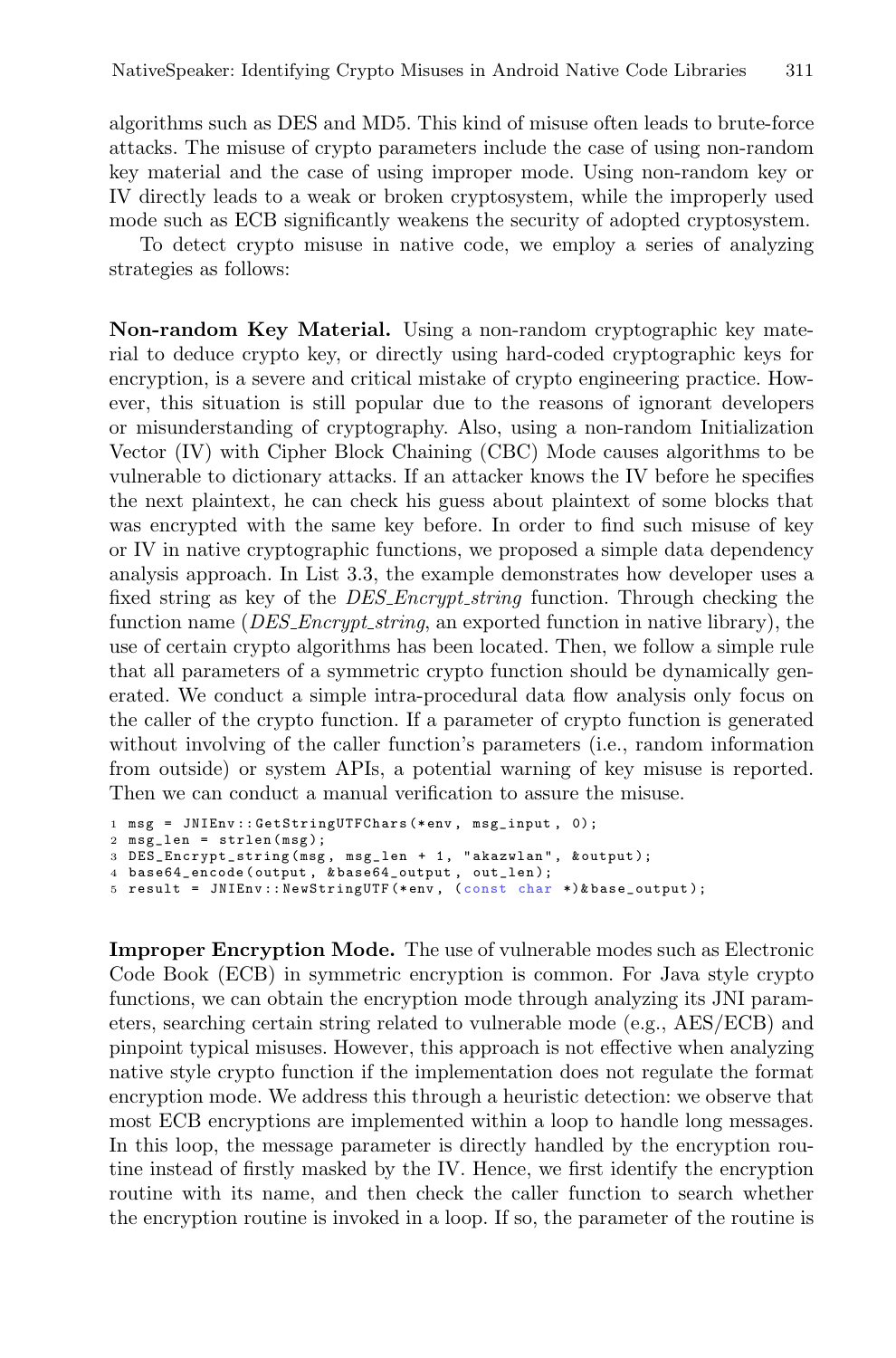algorithms such as DES and MD5. This kind of misuse often leads to brute-force attacks. The misuse of crypto parameters include the case of using non-random key material and the case of using improper mode. Using non-random key or IV directly leads to a weak or broken cryptosystem, while the improperly used mode such as ECB significantly weakens the security of adopted cryptosystem.

To detect crypto misuse in native code, we employ a series of analyzing strategies as follows:

**Non-random Key Material.** Using a non-random cryptographic key material to deduce crypto key, or directly using hard-coded cryptographic keys for encryption, is a severe and critical mistake of crypto engineering practice. However, this situation is still popular due to the reasons of ignorant developers or misunderstanding of cryptography. Also, using a non-random Initialization Vector (IV) with Cipher Block Chaining (CBC) Mode causes algorithms to be vulnerable to dictionary attacks. If an attacker knows the IV before he specifies the next plaintext, he can check his guess about plaintext of some blocks that was encrypted with the same key before. In order to find such misuse of key or IV in native cryptographic functions, we proposed a simple data dependency analysis approach. In List 3.3, the example demonstrates how developer uses a fixed string as key of the *DES_Encrypt_string* function. Through checking the function name (*DES_Encrypt_string*, an exported function in native library), the use of certain crypto algorithms has been located. Then, we follow a simple rule that all parameters of a symmetric crypto function should be dynamically generated. We conduct a simple intra-procedural data flow analysis only focus on the caller of the crypto function. If a parameter of crypto function is generated without involving of the caller function's parameters (i.e., random information from outside) or system APIs, a potential warning of key misuse is reported. Then we can conduct a manual verification to assure the misuse.

```
1 msg = JNIEnv::GetStringUTFChars(*env, msg_input, 0);
2 msg_len = strlen(msg);
3 DES_Encrypt_string(msg, msg_len + 1, "akazwlan", &output);
4 base64_encode(output, &base64_output, out_len);
5 result = JNIEnv::NewStringUTF(*env, (const char *)&base_output);
```

**Improper Encryption Mode.** The use of vulnerable modes such as Electronic Code Book (ECB) in symmetric encryption is common. For Java style crypto functions, we can obtain the encryption mode through analyzing its JNI parameters, searching certain string related to vulnerable mode (e.g., AES/ECB) and pinpoint typical misuses. However, this approach is not effective when analyzing native style crypto function if the implementation does not regulate the format encryption mode. We address this through a heuristic detection: we observe that most ECB encryptions are implemented within a loop to handle long messages. In this loop, the message parameter is directly handled by the encryption routine instead of firstly masked by the IV. Hence, we first identify the encryption routine with its name, and then check the caller function to search whether the encryption routine is invoked in a loop. If so, the parameter of the routine is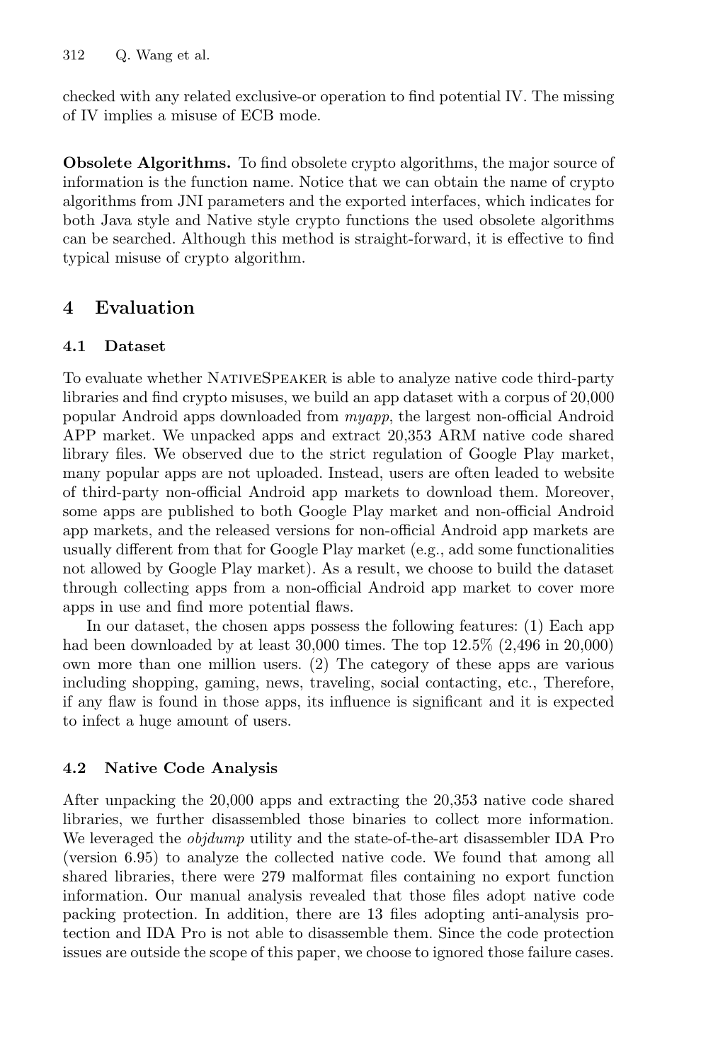checked with any related exclusive-or operation to find potential IV. The missing of IV implies a misuse of ECB mode.

**Obsolete Algorithms.** To find obsolete crypto algorithms, the major source of information is the function name. Notice that we can obtain the name of crypto algorithms from JNI parameters and the exported interfaces, which indicates for both Java style and Native style crypto functions the used obsolete algorithms can be searched. Although this method is straight-forward, it is effective to find typical misuse of crypto algorithm.

## 4 Evaluation

### 4.1 Dataset

To evaluate whether NativeSpeaker is able to analyze native code third-party libraries and find crypto misuses, we build an app dataset with a corpus of 20,000 popular Android apps downloaded from *myapp*, the largest non-official Android APP market. We unpacked apps and extract 20,353 ARM native code shared library files. We observed due to the strict regulation of Google Play market, many popular apps are not uploaded. Instead, users are often leaded to website of third-party non-official Android app markets to download them. Moreover, some apps are published to both Google Play market and non-official Android app markets, and the released versions for non-official Android app markets are usually different from that for Google Play market (e.g., add some functionalities not allowed by Google Play market). As a result, we choose to build the dataset through collecting apps from a non-official Android app market to cover more apps in use and find more potential flaws.

In our dataset, the chosen apps possess the following features: (1) Each app had been downloaded by at least 30,000 times. The top 12.5% (2,496 in 20,000) own more than one million users. (2) The category of these apps are various including shopping, gaming, news, traveling, social contacting, etc., Therefore, if any flaw is found in those apps, its influence is significant and it is expected to infect a huge amount of users.

### 4.2 Native Code Analysis

After unpacking the 20,000 apps and extracting the 20,353 native code shared libraries, we further disassembled those binaries to collect more information. We leveraged the *objdump* utility and the state-of-the-art disassembler IDA Pro (version 6.95) to analyze the collected native code. We found that among all shared libraries, there were 279 malformat files containing no export function information. Our manual analysis revealed that those files adopt native code packing protection. In addition, there are 13 files adopting anti-analysis protection and IDA Pro is not able to disassemble them. Since the code protection issues are outside the scope of this paper, we choose to ignored those failure cases.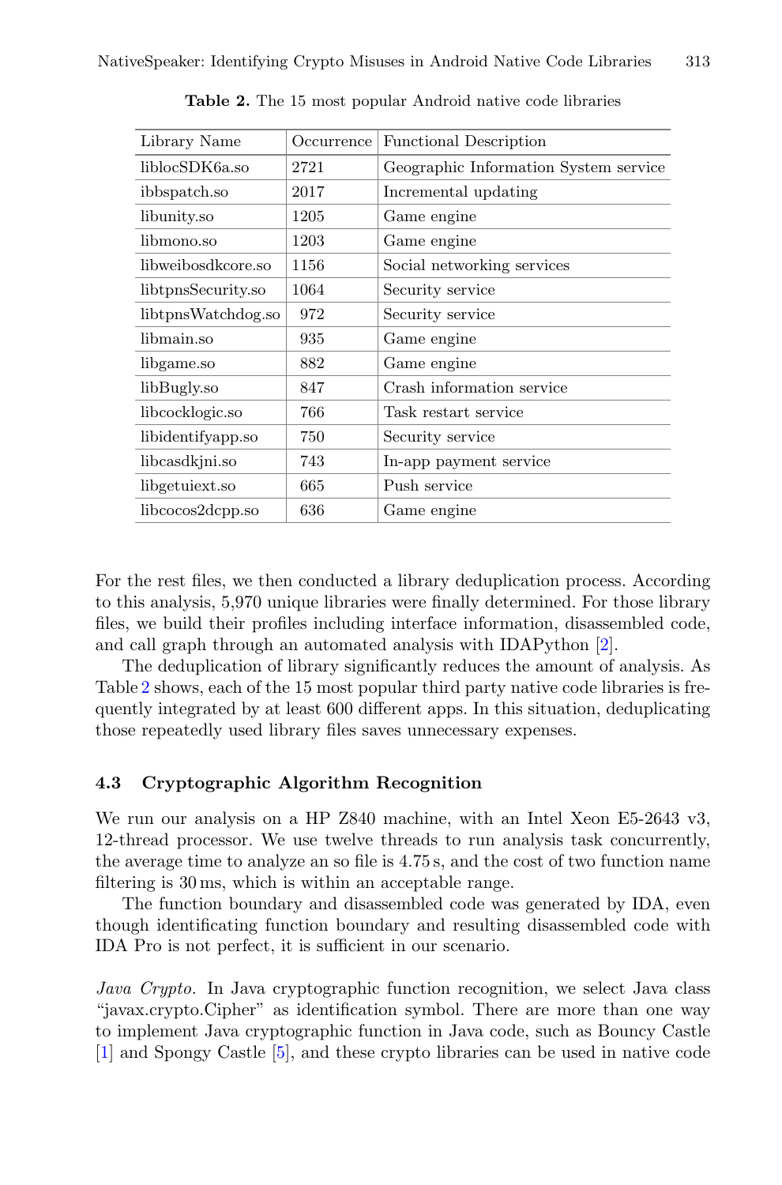**Table 2.** The 15 most popular Android native code libraries

| Library Name | Occurrence | Functional Description |
|---|---|---|
| liblocSDK6a.so | 2721 | Geographic Information System service |
| ibbspatch.so | 2017 | Incremental updating |
| libunity.so | 1205 | Game engine |
| libmono.so | 1203 | Game engine |
| libweibosdkcore.so | 1156 | Social networking services |
| libtpnsSecurity.so | 1064 | Security service |
| libtpnsWatchdog.so | 972 | Security service |
| libmain.so | 935 | Game engine |
| libgame.so | 882 | Game engine |
| libBugly.so | 847 | Crash information service |
| libcocklogic.so | 766 | Task restart service |
| libidentifyapp.so | 750 | Security service |
| libcasdkjni.so | 743 | In-app payment service |
| libgetuiext.so | 665 | Push service |
| libcocos2dcpp.so | 636 | Game engine |

For the rest files, we then conducted a library deduplication process. According to this analysis, 5,970 unique libraries were finally determined. For those library files, we build their profiles including interface information, disassembled code, and call graph through an automated analysis with IDAPython [2].

The deduplication of library significantly reduces the amount of analysis. As Table 2 shows, each of the 15 most popular third party native code libraries is frequently integrated by at least 600 different apps. In this situation, deduplicating those repeatedly used library files saves unnecessary expenses.

### 4.3 Cryptographic Algorithm Recognition

We run our analysis on a HP Z840 machine, with an Intel Xeon E5-2643 v3, 12-thread processor. We use twelve threads to run analysis task concurrently, the average time to analyze an so file is 4.75 s, and the cost of two function name filtering is 30 ms, which is within an acceptable range.

The function boundary and disassembled code was generated by IDA, even though identificating function boundary and resulting disassembled code with IDA Pro is not perfect, it is sufficient in our scenario.

*Java Crypto.* In Java cryptographic function recognition, we select Java class "javax.crypto.Cipher" as identification symbol. There are more than one way to implement Java cryptographic function in Java code, such as Bouncy Castle [1] and Spongy Castle [5], and these crypto libraries can be used in native code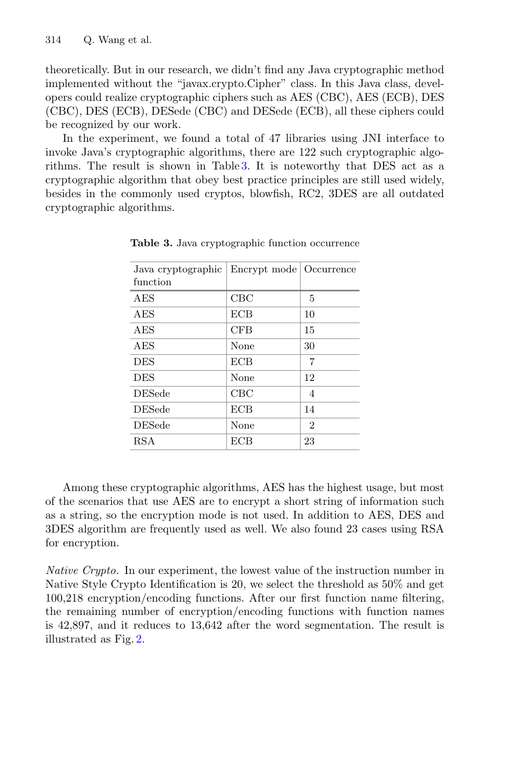theoretically. But in our research, we didn't find any Java cryptographic method implemented without the "javax.crypto.Cipher" class. In this Java class, developers could realize cryptographic ciphers such as AES (CBC), AES (ECB), DES (CBC), DES (ECB), DESede (CBC) and DESede (ECB), all these ciphers could be recognized by our work.

In the experiment, we found a total of 47 libraries using JNI interface to invoke Java's cryptographic algorithms, there are 122 such cryptographic algorithms. The result is shown in Table 3. It is noteworthy that DES act as a cryptographic algorithm that obey best practice principles are still used widely, besides in the commonly used cryptos, blowfish, RC2, 3DES are all outdated cryptographic algorithms.

**Table 3.** Java cryptographic function occurrence

| Java cryptographic function | Encrypt mode | Occurrence |
|---|---|---|
| AES | CBC | 5 |
| AES | ECB | 10 |
| AES | CFB | 15 |
| AES | None | 30 |
| DES | ECB | 7 |
| DES | None | 12 |
| DESede | CBC | 4 |
| DESede | ECB | 14 |
| DESede | None | 2 |
| RSA | ECB | 23 |

Among these cryptographic algorithms, AES has the highest usage, but most of the scenarios that use AES are to encrypt a short string of information such as a string, so the encryption mode is not used. In addition to AES, DES and 3DES algorithm are frequently used as well. We also found 23 cases using RSA for encryption.

*Native Crypto.* In our experiment, the lowest value of the instruction number in Native Style Crypto Identification is 20, we select the threshold as 50% and get 100,218 encryption/encoding functions. After our first function name filtering, the remaining number of encryption/encoding functions with function names is 42,897, and it reduces to 13,642 after the word segmentation. The result is illustrated as Fig. 2.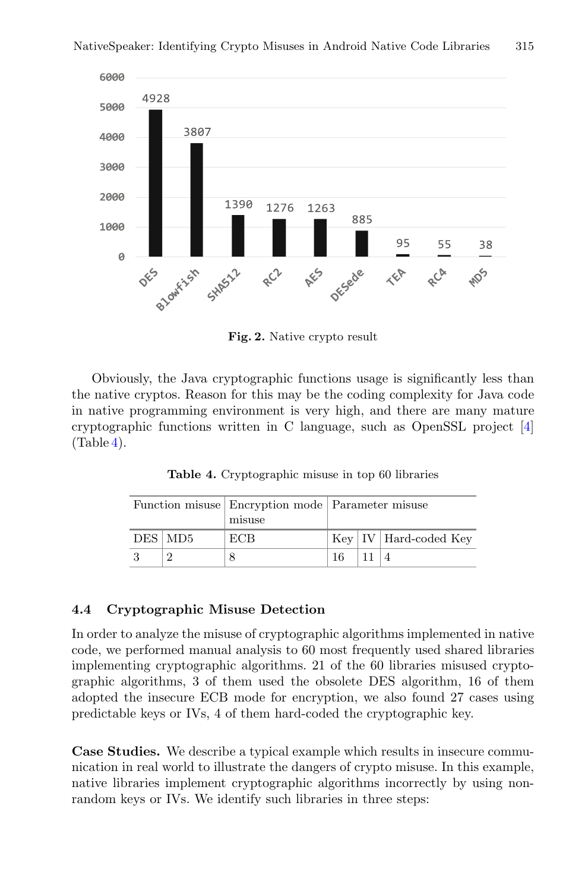Fig. 2. Native crypto result

Obviously, the Java cryptographic functions usage is significantly less than the native cryptos. Reason for this may be the coding complexity for Java code in native programming environment is very high, and there are many mature cryptographic functions written in C language, such as OpenSSL project [4] (Table 4).

**Table 4.** Cryptographic misuse in top 60 libraries

| Function misuse | | Encryption mode misuse | Parameter misuse | | |
|---|---|---|---|---|---|
| DES | MD5 | ECB | Key | IV | Hard-coded Key |
| 3 | 2 | 8 | 16 | 11 | 4 |

### 4.4 Cryptographic Misuse Detection

In order to analyze the misuse of cryptographic algorithms implemented in native code, we performed manual analysis to 60 most frequently used shared libraries implementing cryptographic algorithms. 21 of the 60 libraries misused cryptographic algorithms, 3 of them used the obsolete DES algorithm, 16 of them adopted the insecure ECB mode for encryption, we also found 27 cases using predictable keys or IVs, 4 of them hard-coded the cryptographic key.

**Case Studies.** We describe a typical example which results in insecure communication in real world to illustrate the dangers of crypto misuse. In this example, native libraries implement cryptographic algorithms incorrectly by using non-random keys or IVs. We identify such libraries in three steps: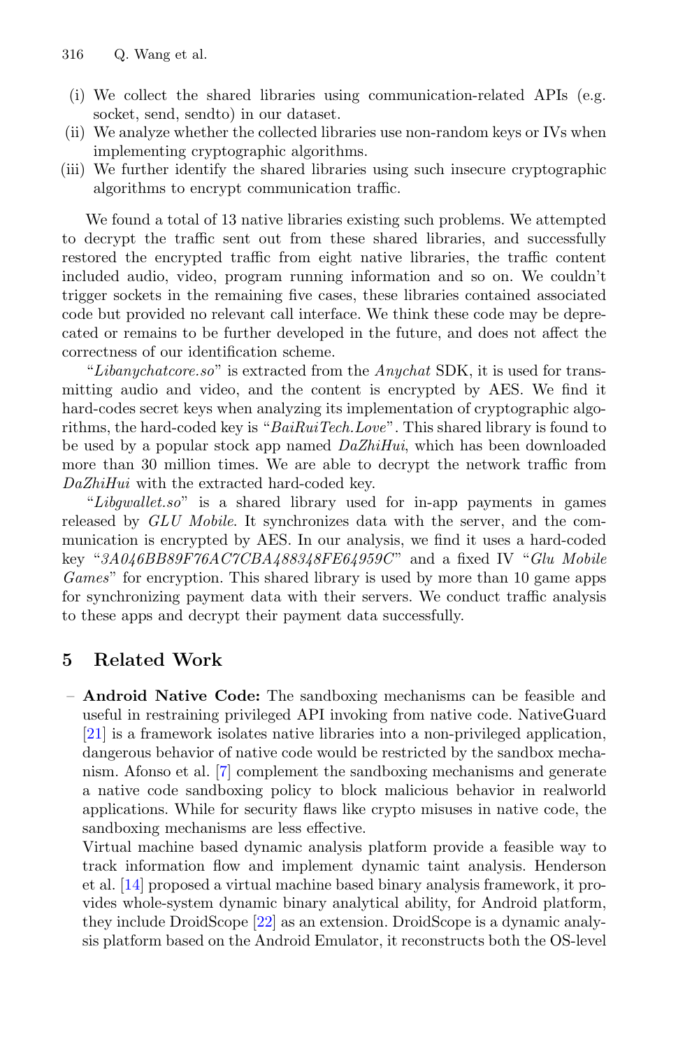(i) We collect the shared libraries using communication-related APIs (e.g. socket, send, sendto) in our dataset.
(ii) We analyze whether the collected libraries use non-random keys or IVs when implementing cryptographic algorithms.
(iii) We further identify the shared libraries using such insecure cryptographic algorithms to encrypt communication traffic.

We found a total of 13 native libraries existing such problems. We attempted to decrypt the traffic sent out from these shared libraries, and successfully restored the encrypted traffic from eight native libraries, the traffic content included audio, video, program running information and so on. We couldn't trigger sockets in the remaining five cases, these libraries contained associated code but provided no relevant call interface. We think these code may be deprecated or remains to be further developed in the future, and does not affect the correctness of our identification scheme.

"*Libanychatcore.so*" is extracted from the *Anychat* SDK, it is used for transmitting audio and video, and the content is encrypted by AES. We find it hard-codes secret keys when analyzing its implementation of cryptographic algorithms, the hard-coded key is "*BaiRuiTech.Love*". This shared library is found to be used by a popular stock app named *DaZhiHui*, which has been downloaded more than 30 million times. We are able to decrypt the network traffic from *DaZhiHui* with the extracted hard-coded key.

"*Libgwallet.so*" is a shared library used for in-app payments in games released by *GLU Mobile*. It synchronizes data with the server, and the communication is encrypted by AES. In our analysis, we find it uses a hard-coded key "*3A046BB89F76AC7CBA488348FE64959C*" and a fixed IV "*Glu Mobile Games*" for encryption. This shared library is used by more than 10 game apps for synchronizing payment data with their servers. We conduct traffic analysis to these apps and decrypt their payment data successfully.

## 5 Related Work

- **Android Native Code:** The sandboxing mechanisms can be feasible and useful in restraining privileged API invoking from native code. NativeGuard [21] is a framework isolates native libraries into a non-privileged application, dangerous behavior of native code would be restricted by the sandbox mechanism. Afonso et al. [7] complement the sandboxing mechanisms and generate a native code sandboxing policy to block malicious behavior in realworld applications. While for security flaws like crypto misuses in native code, the sandboxing mechanisms are less effective.

  Virtual machine based dynamic analysis platform provide a feasible way to track information flow and implement dynamic taint analysis. Henderson et al. [14] proposed a virtual machine based binary analysis framework, it provides whole-system dynamic binary analytical ability, for Android platform, they include DroidScope [22] as an extension. DroidScope is a dynamic analysis platform based on the Android Emulator, it reconstructs both the OS-level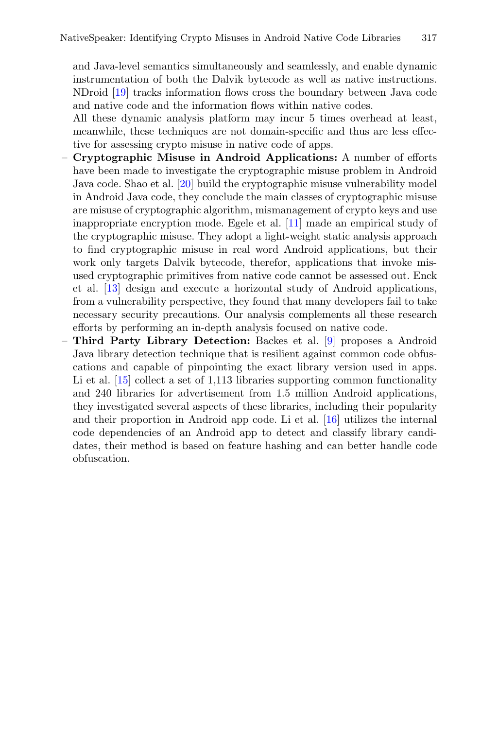and Java-level semantics simultaneously and seamlessly, and enable dynamic instrumentation of both the Dalvik bytecode as well as native instructions. NDroid [19] tracks information flows cross the boundary between Java code and native code and the information flows within native codes.

All these dynamic analysis platform may incur 5 times overhead at least, meanwhile, these techniques are not domain-specific and thus are less effective for assessing crypto misuse in native code of apps.

- **Cryptographic Misuse in Android Applications:** A number of efforts have been made to investigate the cryptographic misuse problem in Android Java code. Shao et al. [20] build the cryptographic misuse vulnerability model in Android Java code, they conclude the main classes of cryptographic misuse are misuse of cryptographic algorithm, mismanagement of crypto keys and use inappropriate encryption mode. Egele et al. [11] made an empirical study of the cryptographic misuse. They adopt a light-weight static analysis approach to find cryptographic misuse in real word Android applications, but their work only targets Dalvik bytecode, therefor, applications that invoke misused cryptographic primitives from native code cannot be assessed out. Enck et al. [13] design and execute a horizontal study of Android applications, from a vulnerability perspective, they found that many developers fail to take necessary security precautions. Our analysis complements all these research efforts by performing an in-depth analysis focused on native code.
- **Third Party Library Detection:** Backes et al. [9] proposes a Android Java library detection technique that is resilient against common code obfuscations and capable of pinpointing the exact library version used in apps. Li et al. [15] collect a set of 1,113 libraries supporting common functionality and 240 libraries for advertisement from 1.5 million Android applications, they investigated several aspects of these libraries, including their popularity and their proportion in Android app code. Li et al. [16] utilizes the internal code dependencies of an Android app to detect and classify library candidates, their method is based on feature hashing and can better handle code obfuscation.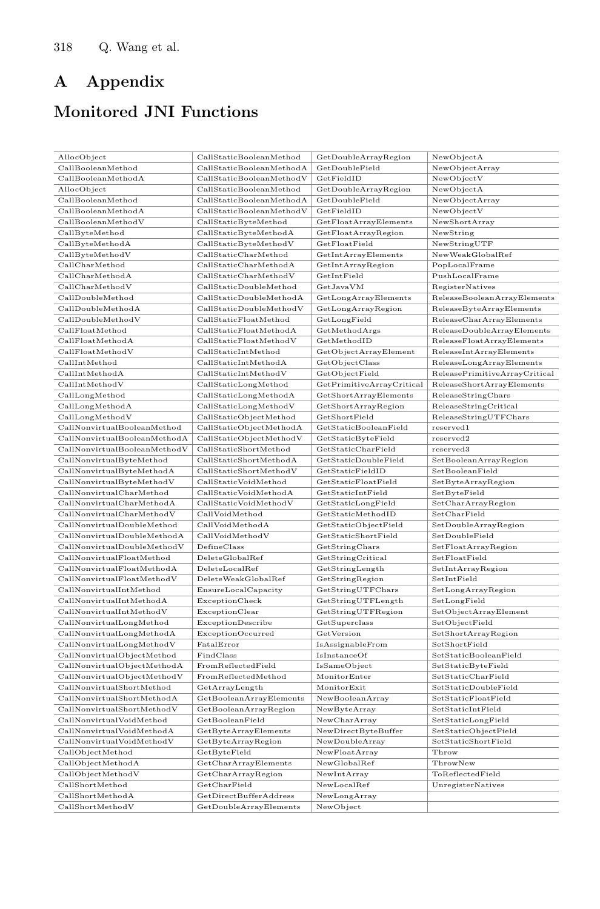# A Appendix

## Monitored JNI Functions

| | | | |
|---|---|---|---|
| AllocObject | CallStaticBooleanMethod | GetDoubleArrayRegion | NewObjectA |
| CallBooleanMethod | CallStaticBooleanMethodA | GetDoubleField | NewObjectArray |
| CallBooleanMethodA | CallStaticBooleanMethodV | GetFieldID | NewObjectV |
| AllocObject | CallStaticBooleanMethod | GetDoubleArrayRegion | NewObjectA |
| CallBooleanMethod | CallStaticBooleanMethodA | GetDoubleField | NewObjectArray |
| CallBooleanMethodA | CallStaticBooleanMethodV | GetFieldID | NewObjectV |
| CallBooleanMethodV | CallStaticByteMethod | GetFloatArrayElements | NewShortArray |
| CallByteMethod | CallStaticByteMethodA | GetFloatArrayRegion | NewString |
| CallByteMethodA | CallStaticByteMethodV | GetFloatField | NewStringUTF |
| CallByteMethodV | CallStaticCharMethod | GetIntArrayElements | NewWeakGlobalRef |
| CallCharMethod | CallStaticCharMethodA | GetIntArrayRegion | PopLocalFrame |
| CallCharMethodA | CallStaticCharMethodV | GetIntField | PushLocalFrame |
| CallCharMethodV | CallStaticDoubleMethod | GetJavaVM | RegisterNatives |
| CallDoubleMethod | CallStaticDoubleMethodA | GetLongArrayElements | ReleaseBooleanArrayElements |
| CallDoubleMethodA | CallStaticDoubleMethodV | GetLongArrayRegion | ReleaseByteArrayElements |
| CallDoubleMethodV | CallStaticFloatMethod | GetLongField | ReleaseCharArrayElements |
| CallFloatMethod | CallStaticFloatMethodA | GetMethodArgs | ReleaseDoubleArrayElements |
| CallFloatMethodA | CallStaticFloatMethodV | GetMethodID | ReleaseFloatArrayElements |
| CallFloatMethodV | CallStaticIntMethod | GetObjectArrayElement | ReleaseIntArrayElements |
| CallIntMethod | CallStaticIntMethodA | GetObjectClass | ReleaseLongArrayElements |
| CallIntMethodA | CallStaticIntMethodV | GetObjectField | ReleasePrimitiveArrayCritical |
| CallIntMethodV | CallStaticLongMethod | GetPrimitiveArrayCritical | ReleaseShortArrayElements |
| CallLongMethod | CallStaticLongMethodA | GetShortArrayElements | ReleaseStringChars |
| CallLongMethodA | CallStaticLongMethodV | GetShortArrayRegion | ReleaseStringCritical |
| CallLongMethodV | CallStaticObjectMethod | GetShortField | ReleaseStringUTFChars |
| CallNonvirtualBooleanMethod | CallStaticObjectMethodA | GetStaticBooleanField | reserved1 |
| CallNonvirtualBooleanMethodA | CallStaticObjectMethodV | GetStaticByteField | reserved2 |
| CallNonvirtualBooleanMethodV | CallStaticShortMethod | GetStaticCharField | reserved3 |
| CallNonvirtualByteMethod | CallStaticShortMethodA | GetStaticDoubleField | SetBooleanArrayRegion |
| CallNonvirtualByteMethodA | CallStaticShortMethodV | GetStaticFieldID | SetBooleanField |
| CallNonvirtualByteMethodV | CallStaticVoidMethod | GetStaticFloatField | SetByteArrayRegion |
| CallNonvirtualCharMethod | CallStaticVoidMethodA | GetStaticIntField | SetByteField |
| CallNonvirtualCharMethodA | CallStaticVoidMethodV | GetStaticLongField | SetCharArrayRegion |
| CallNonvirtualCharMethodV | CallVoidMethod | GetStaticMethodID | SetCharField |
| CallNonvirtualDoubleMethod | CallVoidMethodA | GetStaticObjectField | SetDoubleArrayRegion |
| CallNonvirtualDoubleMethodA | CallVoidMethodV | GetStaticShortField | SetDoubleField |
| CallNonvirtualDoubleMethodV | DefineClass | GetStringChars | SetFloatArrayRegion |
| CallNonvirtualFloatMethod | DeleteGlobalRef | GetStringCritical | SetFloatField |
| CallNonvirtualFloatMethodA | DeleteLocalRef | GetStringLength | SetIntArrayRegion |
| CallNonvirtualFloatMethodV | DeleteWeakGlobalRef | GetStringRegion | SetIntField |
| CallNonvirtualIntMethod | EnsureLocalCapacity | GetStringUTFChars | SetLongArrayRegion |
| CallNonvirtualIntMethodA | ExceptionCheck | GetStringUTFLength | SetLongField |
| CallNonvirtualIntMethodV | ExceptionClear | GetStringUTFRegion | SetObjectArrayElement |
| CallNonvirtualLongMethod | ExceptionDescribe | GetSuperclass | SetObjectField |
| CallNonvirtualLongMethodA | ExceptionOccurred | GetVersion | SetShortArrayRegion |
| CallNonvirtualLongMethodV | FatalError | IsAssignableFrom | SetShortField |
| CallNonvirtualObjectMethod | FindClass | IsInstanceOf | SetStaticBooleanField |
| CallNonvirtualObjectMethodA | FromReflectedField | IsSameObject | SetStaticByteField |
| CallNonvirtualObjectMethodV | FromReflectedMethod | MonitorEnter | SetStaticCharField |
| CallNonvirtualShortMethod | GetArrayLength | MonitorExit | SetStaticDoubleField |
| CallNonvirtualShortMethodA | GetBooleanArrayElements | NewBooleanArray | SetStaticFloatField |
| CallNonvirtualShortMethodV | GetBooleanArrayRegion | NewByteArray | SetStaticIntField |
| CallNonvirtualVoidMethod | GetBooleanField | NewCharArray | SetStaticLongField |
| CallNonvirtualVoidMethodA | GetByteArrayElements | NewDirectByteBuffer | SetStaticObjectField |
| CallNonvirtualVoidMethodV | GetByteArrayRegion | NewDoubleArray | SetStaticShortField |
| CallObjectMethod | GetByteField | NewFloatArray | Throw |
| CallObjectMethodA | GetCharArrayElements | NewGlobalRef | ThrowNew |
| CallObjectMethodV | GetCharArrayRegion | NewIntArray | ToReflectedField |
| CallShortMethod | GetCharField | NewLocalRef | UnregisterNatives |
| CallShortMethodA | GetDirectBufferAddress | NewLongArray | |
| CallShortMethodV | GetDoubleArrayElements | NewObject | |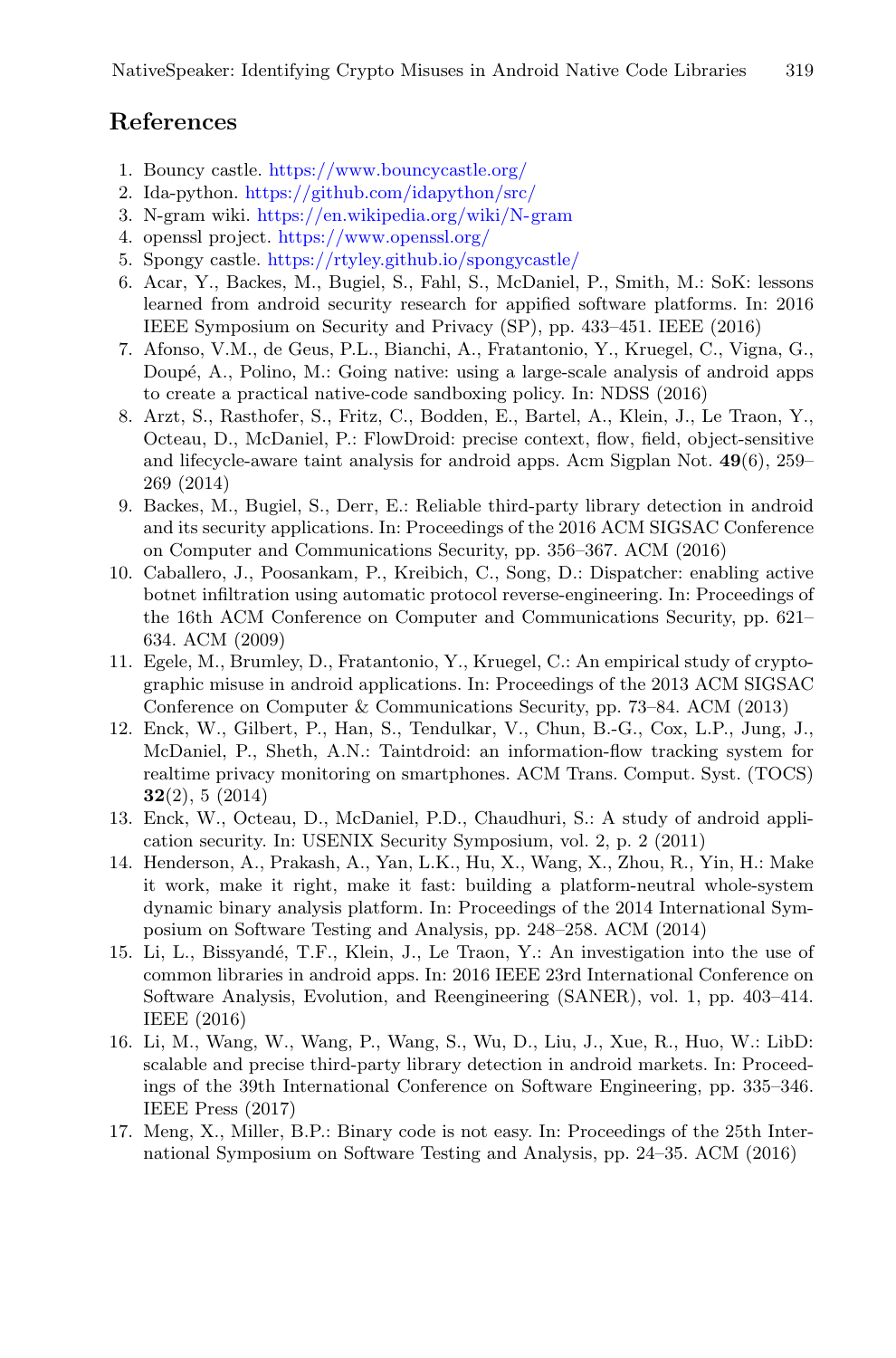## References

1. Bouncy castle. https://www.bouncycastle.org/
2. Ida-python. https://github.com/idapython/src/
3. N-gram wiki. https://en.wikipedia.org/wiki/N-gram
4. openssl project. https://www.openssl.org/
5. Spongy castle. https://rtyley.github.io/spongycastle/
6. Acar, Y., Backes, M., Bugiel, S., Fahl, S., McDaniel, P., Smith, M.: SoK: lessons learned from android security research for appified software platforms. In: 2016 IEEE Symposium on Security and Privacy (SP), pp. 433–451. IEEE (2016)
7. Afonso, V.M., de Geus, P.L., Bianchi, A., Fratantonio, Y., Kruegel, C., Vigna, G., Doupé, A., Polino, M.: Going native: using a large-scale analysis of android apps to create a practical native-code sandboxing policy. In: NDSS (2016)
8. Arzt, S., Rasthofer, S., Fritz, C., Bodden, E., Bartel, A., Klein, J., Le Traon, Y., Octeau, D., McDaniel, P.: FlowDroid: precise context, flow, field, object-sensitive and lifecycle-aware taint analysis for android apps. Acm Sigplan Not. **49**(6), 259–269 (2014)
9. Backes, M., Bugiel, S., Derr, E.: Reliable third-party library detection in android and its security applications. In: Proceedings of the 2016 ACM SIGSAC Conference on Computer and Communications Security, pp. 356–367. ACM (2016)
10. Caballero, J., Poosankam, P., Kreibich, C., Song, D.: Dispatcher: enabling active botnet infiltration using automatic protocol reverse-engineering. In: Proceedings of the 16th ACM Conference on Computer and Communications Security, pp. 621–634. ACM (2009)
11. Egele, M., Brumley, D., Fratantonio, Y., Kruegel, C.: An empirical study of cryptographic misuse in android applications. In: Proceedings of the 2013 ACM SIGSAC Conference on Computer & Communications Security, pp. 73–84. ACM (2013)
12. Enck, W., Gilbert, P., Han, S., Tendulkar, V., Chun, B.-G., Cox, L.P., Jung, J., McDaniel, P., Sheth, A.N.: Taintdroid: an information-flow tracking system for realtime privacy monitoring on smartphones. ACM Trans. Comput. Syst. (TOCS) **32**(2), 5 (2014)
13. Enck, W., Octeau, D., McDaniel, P.D., Chaudhuri, S.: A study of android application security. In: USENIX Security Symposium, vol. 2, p. 2 (2011)
14. Henderson, A., Prakash, A., Yan, L.K., Hu, X., Wang, X., Zhou, R., Yin, H.: Make it work, make it right, make it fast: building a platform-neutral whole-system dynamic binary analysis platform. In: Proceedings of the 2014 International Symposium on Software Testing and Analysis, pp. 248–258. ACM (2014)
15. Li, L., Bissyandé, T.F., Klein, J., Le Traon, Y.: An investigation into the use of common libraries in android apps. In: 2016 IEEE 23rd International Conference on Software Analysis, Evolution, and Reengineering (SANER), vol. 1, pp. 403–414. IEEE (2016)
16. Li, M., Wang, W., Wang, P., Wang, S., Wu, D., Liu, J., Xue, R., Huo, W.: LibD: scalable and precise third-party library detection in android markets. In: Proceedings of the 39th International Conference on Software Engineering, pp. 335–346. IEEE Press (2017)
17. Meng, X., Miller, B.P.: Binary code is not easy. In: Proceedings of the 25th International Symposium on Software Testing and Analysis, pp. 24–35. ACM (2016)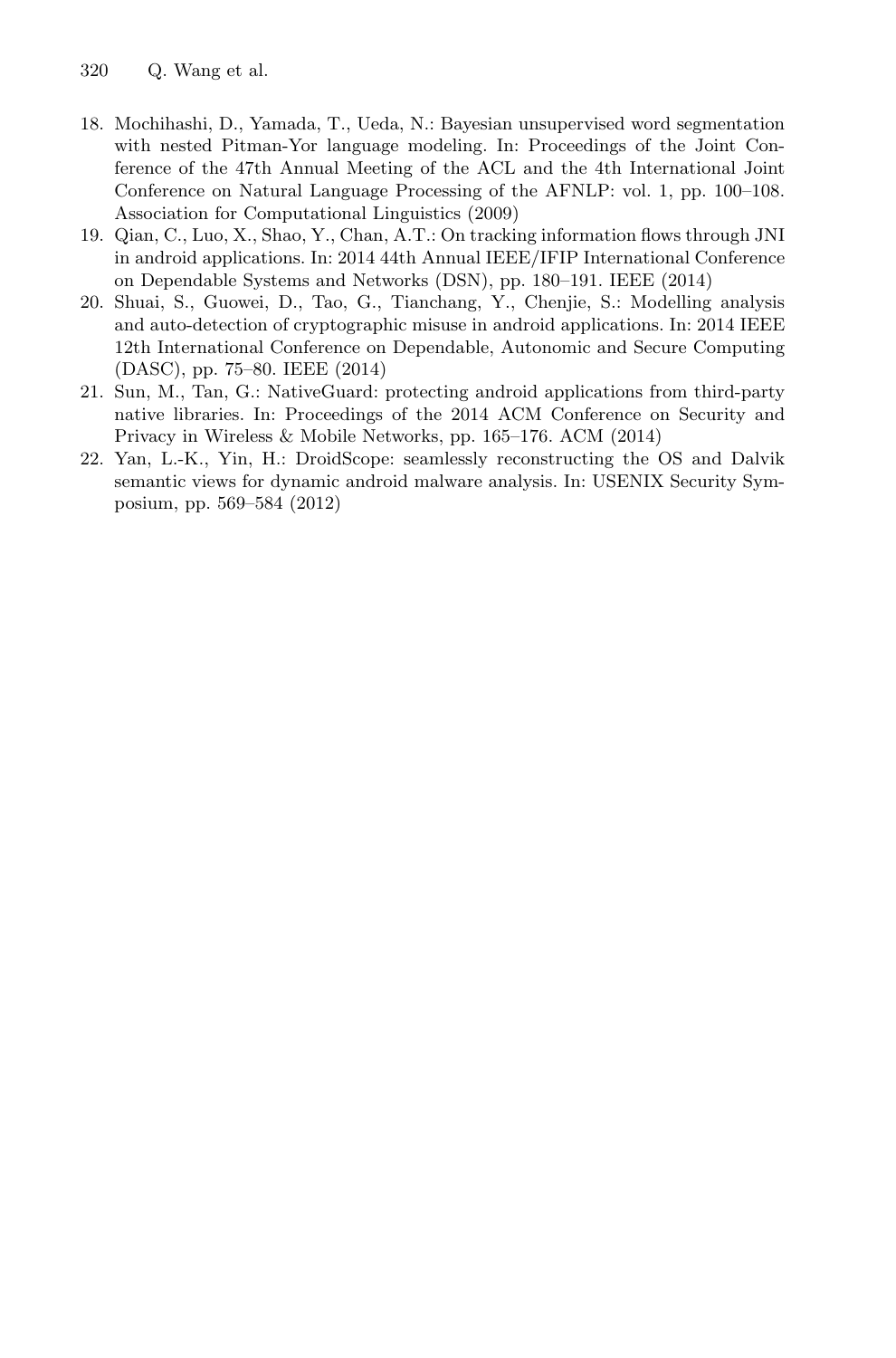18. Mochihashi, D., Yamada, T., Ueda, N.: Bayesian unsupervised word segmentation with nested Pitman-Yor language modeling. In: Proceedings of the Joint Conference of the 47th Annual Meeting of the ACL and the 4th International Joint Conference on Natural Language Processing of the AFNLP: vol. 1, pp. 100–108. Association for Computational Linguistics (2009)
19. Qian, C., Luo, X., Shao, Y., Chan, A.T.: On tracking information flows through JNI in android applications. In: 2014 44th Annual IEEE/IFIP International Conference on Dependable Systems and Networks (DSN), pp. 180–191. IEEE (2014)
20. Shuai, S., Guowei, D., Tao, G., Tianchang, Y., Chenjie, S.: Modelling analysis and auto-detection of cryptographic misuse in android applications. In: 2014 IEEE 12th International Conference on Dependable, Autonomic and Secure Computing (DASC), pp. 75–80. IEEE (2014)
21. Sun, M., Tan, G.: NativeGuard: protecting android applications from third-party native libraries. In: Proceedings of the 2014 ACM Conference on Security and Privacy in Wireless & Mobile Networks, pp. 165–176. ACM (2014)
22. Yan, L.-K., Yin, H.: DroidScope: seamlessly reconstructing the OS and Dalvik semantic views for dynamic android malware analysis. In: USENIX Security Symposium, pp. 569–584 (2012)